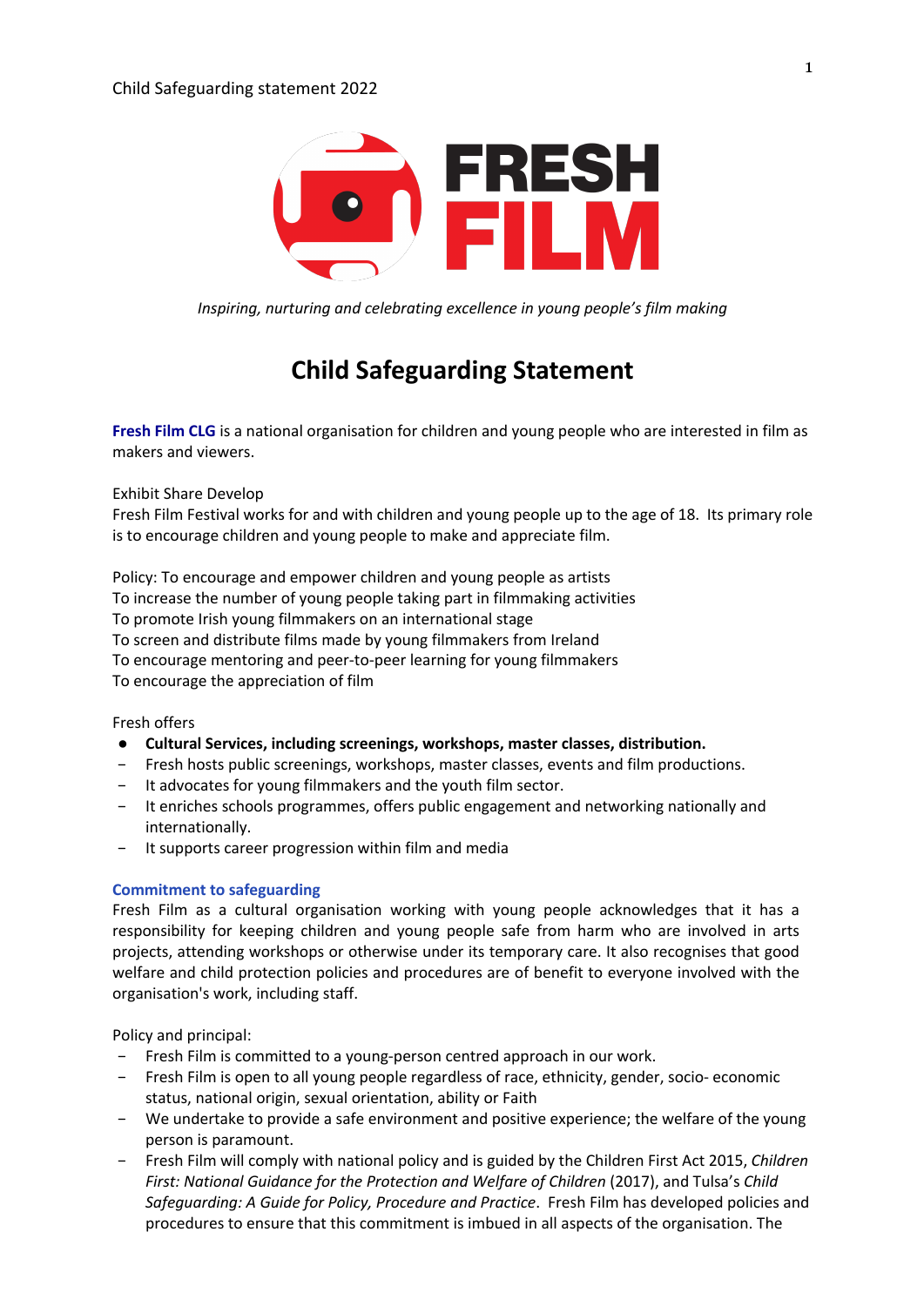Child Safeguarding statement 2022

*Inspiring, nurturing and celebrating excellence in young people's film making*

# Child Safeguarding Statement

**Fresh Film CLG** is a national organisation for children and young people who are interested in film as makers and viewers.

Exhibit Share Develop
Fresh Film Festival works for and with children and young people up to the age of 18. Its primary role is to encourage children and young people to make and appreciate film.

Policy: To encourage and empower children and young people as artists
To increase the number of young people taking part in filmmaking activities
To promote Irish young filmmakers on an international stage
To screen and distribute films made by young filmmakers from Ireland
To encourage mentoring and peer-to-peer learning for young filmmakers
To encourage the appreciation of film

Fresh offers

- **Cultural Services, including screenings, workshops, master classes, distribution.**
- Fresh hosts public screenings, workshops, master classes, events and film productions.
- It advocates for young filmmakers and the youth film sector.
- It enriches schools programmes, offers public engagement and networking nationally and internationally.
- It supports career progression within film and media

### Commitment to safeguarding

Fresh Film as a cultural organisation working with young people acknowledges that it has a responsibility for keeping children and young people safe from harm who are involved in arts projects, attending workshops or otherwise under its temporary care. It also recognises that good welfare and child protection policies and procedures are of benefit to everyone involved with the organisation's work, including staff.

Policy and principal:

- Fresh Film is committed to a young-person centred approach in our work.
- Fresh Film is open to all young people regardless of race, ethnicity, gender, socio- economic status, national origin, sexual orientation, ability or Faith
- We undertake to provide a safe environment and positive experience; the welfare of the young person is paramount.
- Fresh Film will comply with national policy and is guided by the Children First Act 2015, *Children First: National Guidance for the Protection and Welfare of Children* (2017), and Tulsa's *Child Safeguarding: A Guide for Policy, Procedure and Practice*. Fresh Film has developed policies and procedures to ensure that this commitment is imbued in all aspects of the organisation. The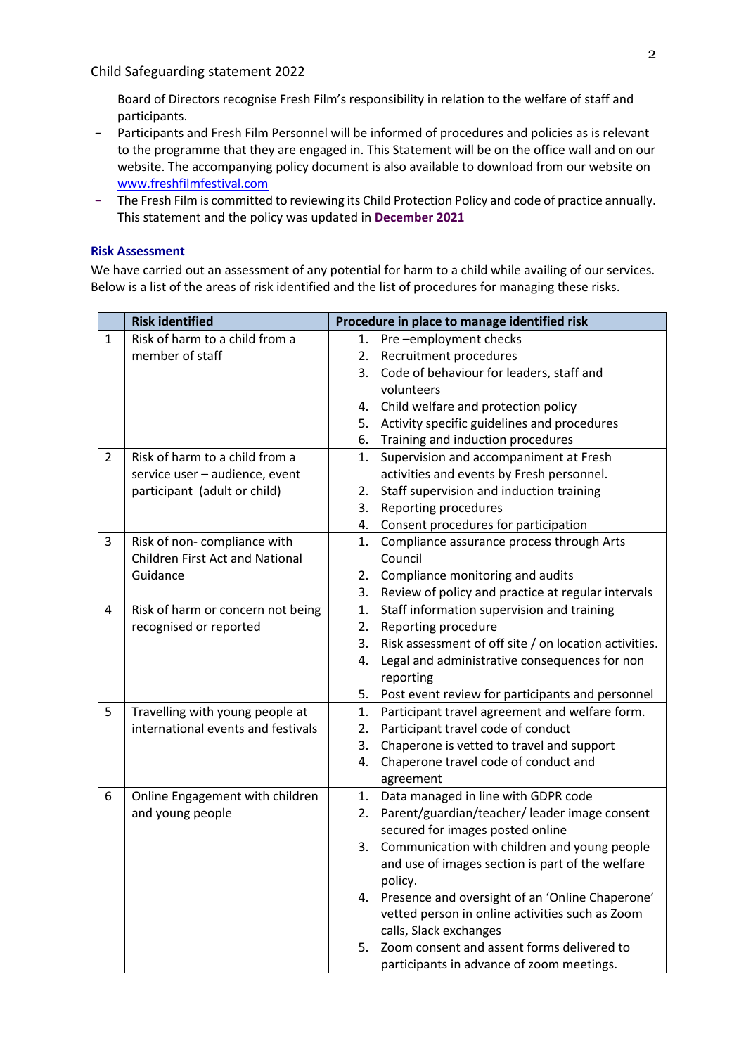Child Safeguarding statement 2022

Board of Directors recognise Fresh Film's responsibility in relation to the welfare of staff and participants.

- Participants and Fresh Film Personnel will be informed of procedures and policies as is relevant to the programme that they are engaged in. This Statement will be on the office wall and on our website. The accompanying policy document is also available to download from our website on www.freshfilmfestival.com
- The Fresh Film is committed to reviewing its Child Protection Policy and code of practice annually. This statement and the policy was updated in **December 2021**

### Risk Assessment

We have carried out an assessment of any potential for harm to a child while availing of our services. Below is a list of the areas of risk identified and the list of procedures for managing these risks.

| | Risk identified | Procedure in place to manage identified risk |
|---|---|---|
| 1 | Risk of harm to a child from a member of staff | 1. Pre –employment checks<br>2. Recruitment procedures<br>3. Code of behaviour for leaders, staff and volunteers<br>4. Child welfare and protection policy<br>5. Activity specific guidelines and procedures<br>6. Training and induction procedures |
| 2 | Risk of harm to a child from a service user – audience, event participant (adult or child) | 1. Supervision and accompaniment at Fresh activities and events by Fresh personnel.<br>2. Staff supervision and induction training<br>3. Reporting procedures<br>4. Consent procedures for participation |
| 3 | Risk of non- compliance with Children First Act and National Guidance | 1. Compliance assurance process through Arts Council<br>2. Compliance monitoring and audits<br>3. Review of policy and practice at regular intervals |
| 4 | Risk of harm or concern not being recognised or reported | 1. Staff information supervision and training<br>2. Reporting procedure<br>3. Risk assessment of off site / on location activities.<br>4. Legal and administrative consequences for non reporting<br>5. Post event review for participants and personnel |
| 5 | Travelling with young people at international events and festivals | 1. Participant travel agreement and welfare form.<br>2. Participant travel code of conduct<br>3. Chaperone is vetted to travel and support<br>4. Chaperone travel code of conduct and agreement |
| 6 | Online Engagement with children and young people | 1. Data managed in line with GDPR code<br>2. Parent/guardian/teacher/ leader image consent secured for images posted online<br>3. Communication with children and young people and use of images section is part of the welfare policy.<br>4. Presence and oversight of an 'Online Chaperone' vetted person in online activities such as Zoom calls, Slack exchanges<br>5. Zoom consent and assent forms delivered to participants in advance of zoom meetings. |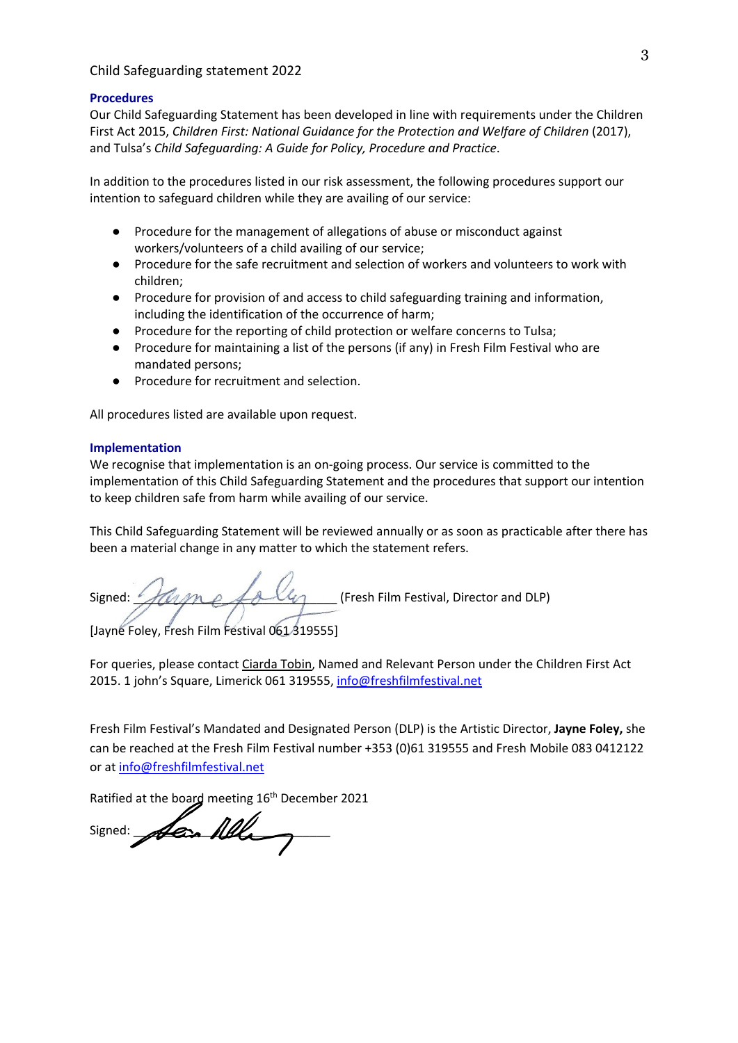Child Safeguarding statement 2022

## Procedures

Our Child Safeguarding Statement has been developed in line with requirements under the Children First Act 2015, *Children First: National Guidance for the Protection and Welfare of Children* (2017), and Tulsa's *Child Safeguarding: A Guide for Policy, Procedure and Practice*.

In addition to the procedures listed in our risk assessment, the following procedures support our intention to safeguard children while they are availing of our service:

- Procedure for the management of allegations of abuse or misconduct against workers/volunteers of a child availing of our service;
- Procedure for the safe recruitment and selection of workers and volunteers to work with children;
- Procedure for provision of and access to child safeguarding training and information, including the identification of the occurrence of harm;
- Procedure for the reporting of child protection or welfare concerns to Tulsa;
- Procedure for maintaining a list of the persons (if any) in Fresh Film Festival who are mandated persons;
- Procedure for recruitment and selection.

All procedures listed are available upon request.

## Implementation

We recognise that implementation is an on-going process. Our service is committed to the implementation of this Child Safeguarding Statement and the procedures that support our intention to keep children safe from harm while availing of our service.

This Child Safeguarding Statement will be reviewed annually or as soon as practicable after there has been a material change in any matter to which the statement refers.

Signed: ______________________ (Fresh Film Festival, Director and DLP)

[Jayne Foley, Fresh Film Festival 061 319555]

For queries, please contact Ciarda Tobin, Named and Relevant Person under the Children First Act 2015. 1 john's Square, Limerick 061 319555, info@freshfilmfestival.net

Fresh Film Festival's Mandated and Designated Person (DLP) is the Artistic Director, **Jayne Foley,** she can be reached at the Fresh Film Festival number +353 (0)61 319555 and Fresh Mobile 083 0412122 or at info@freshfilmfestival.net

Ratified at the board meeting 16th December 2021

Signed: ______________________